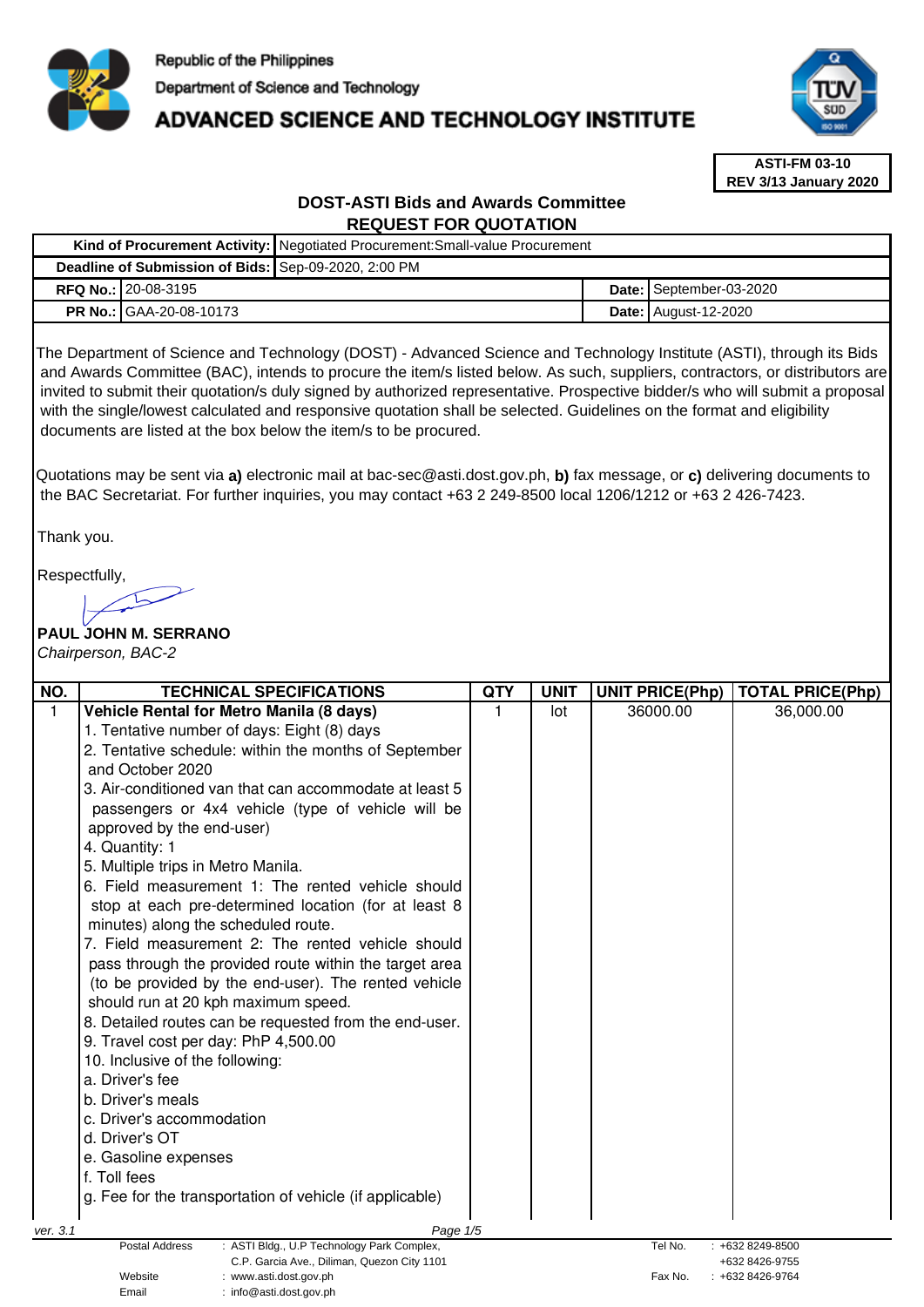Republic of the Philippines
Department of Science and Technology
# ADVANCED SCIENCE AND TECHNOLOGY INSTITUTE

**ASTI-FM 03-10**
**REV 3/13 January 2020**

## DOST-ASTI Bids and Awards Committee
## REQUEST FOR QUOTATION

| | | | |
|---|---|---|---|
| **Kind of Procurement Activity:** | Negotiated Procurement:Small-value Procurement | | |
| **Deadline of Submission of Bids:** | Sep-09-2020, 2:00 PM | | |
| **RFQ No.:** | 20-08-3195 | **Date:** | September-03-2020 |
| **PR No.:** | GAA-20-08-10173 | **Date:** | August-12-2020 |

The Department of Science and Technology (DOST) - Advanced Science and Technology Institute (ASTI), through its Bids and Awards Committee (BAC), intends to procure the item/s listed below. As such, suppliers, contractors, or distributors are invited to submit their quotation/s duly signed by authorized representative. Prospective bidder/s who will submit a proposal with the single/lowest calculated and responsive quotation shall be selected. Guidelines on the format and eligibility documents are listed at the box below the item/s to be procured.

Quotations may be sent via **a)** electronic mail at bac-sec@asti.dost.gov.ph, **b)** fax message, or **c)** delivering documents to the BAC Secretariat. For further inquiries, you may contact +63 2 249-8500 local 1206/1212 or +63 2 426-7423.

Thank you.

Respectfully,

**PAUL JOHN M. SERRANO**
*Chairperson, BAC-2*

| NO. | TECHNICAL SPECIFICATIONS | QTY | UNIT | UNIT PRICE(Php) | TOTAL PRICE(Php) |
|---|---|---|---|---|---|
| 1 | **Vehicle Rental for Metro Manila (8 days)**<br>1. Tentative number of days: Eight (8) days<br>2. Tentative schedule: within the months of September and October 2020<br>3. Air-conditioned van that can accommodate at least 5 passengers or 4x4 vehicle (type of vehicle will be approved by the end-user)<br>4. Quantity: 1<br>5. Multiple trips in Metro Manila.<br>6. Field measurement 1: The rented vehicle should stop at each pre-determined location (for at least 8 minutes) along the scheduled route.<br>7. Field measurement 2: The rented vehicle should pass through the provided route within the target area (to be provided by the end-user). The rented vehicle should run at 20 kph maximum speed.<br>8. Detailed routes can be requested from the end-user.<br>9. Travel cost per day: PhP 4,500.00<br>10. Inclusive of the following:<br>a. Driver's fee<br>b. Driver's meals<br>c. Driver's accommodation<br>d. Driver's OT<br>e. Gasoline expenses<br>f. Toll fees<br>g. Fee for the transportation of vehicle (if applicable) | 1 | lot | 36000.00 | 36,000.00 |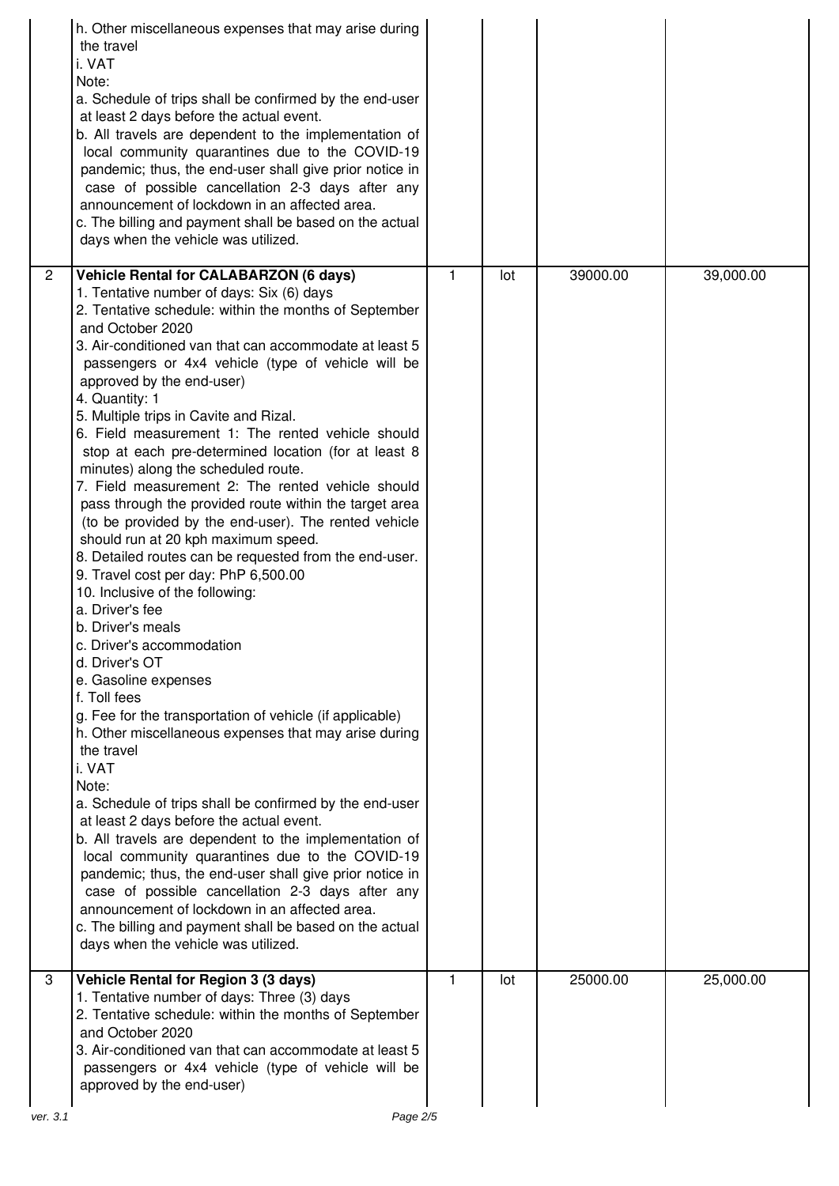| | | | | | |
|---|---|---|---|---|---|
| | h. Other miscellaneous expenses that may arise during the travel<br>i. VAT<br>Note:<br>a. Schedule of trips shall be confirmed by the end-user at least 2 days before the actual event.<br>b. All travels are dependent to the implementation of local community quarantines due to the COVID-19 pandemic; thus, the end-user shall give prior notice in case of possible cancellation 2-3 days after any announcement of lockdown in an affected area.<br>c. The billing and payment shall be based on the actual days when the vehicle was utilized. | | | | |
| 2 | **Vehicle Rental for CALABARZON (6 days)**<br>1. Tentative number of days: Six (6) days<br>2. Tentative schedule: within the months of September and October 2020<br>3. Air-conditioned van that can accommodate at least 5 passengers or 4x4 vehicle (type of vehicle will be approved by the end-user)<br>4. Quantity: 1<br>5. Multiple trips in Cavite and Rizal.<br>6. Field measurement 1: The rented vehicle should stop at each pre-determined location (for at least 8 minutes) along the scheduled route.<br>7. Field measurement 2: The rented vehicle should pass through the provided route within the target area (to be provided by the end-user). The rented vehicle should run at 20 kph maximum speed.<br>8. Detailed routes can be requested from the end-user.<br>9. Travel cost per day: PhP 6,500.00<br>10. Inclusive of the following:<br>a. Driver's fee<br>b. Driver's meals<br>c. Driver's accommodation<br>d. Driver's OT<br>e. Gasoline expenses<br>f. Toll fees<br>g. Fee for the transportation of vehicle (if applicable)<br>h. Other miscellaneous expenses that may arise during the travel<br>i. VAT<br>Note:<br>a. Schedule of trips shall be confirmed by the end-user at least 2 days before the actual event.<br>b. All travels are dependent to the implementation of local community quarantines due to the COVID-19 pandemic; thus, the end-user shall give prior notice in case of possible cancellation 2-3 days after any announcement of lockdown in an affected area.<br>c. The billing and payment shall be based on the actual days when the vehicle was utilized. | 1 | lot | 39000.00 | 39,000.00 |
| 3 | **Vehicle Rental for Region 3 (3 days)**<br>1. Tentative number of days: Three (3) days<br>2. Tentative schedule: within the months of September and October 2020<br>3. Air-conditioned van that can accommodate at least 5 passengers or 4x4 vehicle (type of vehicle will be approved by the end-user) | 1 | lot | 25000.00 | 25,000.00 |

ver. 3.1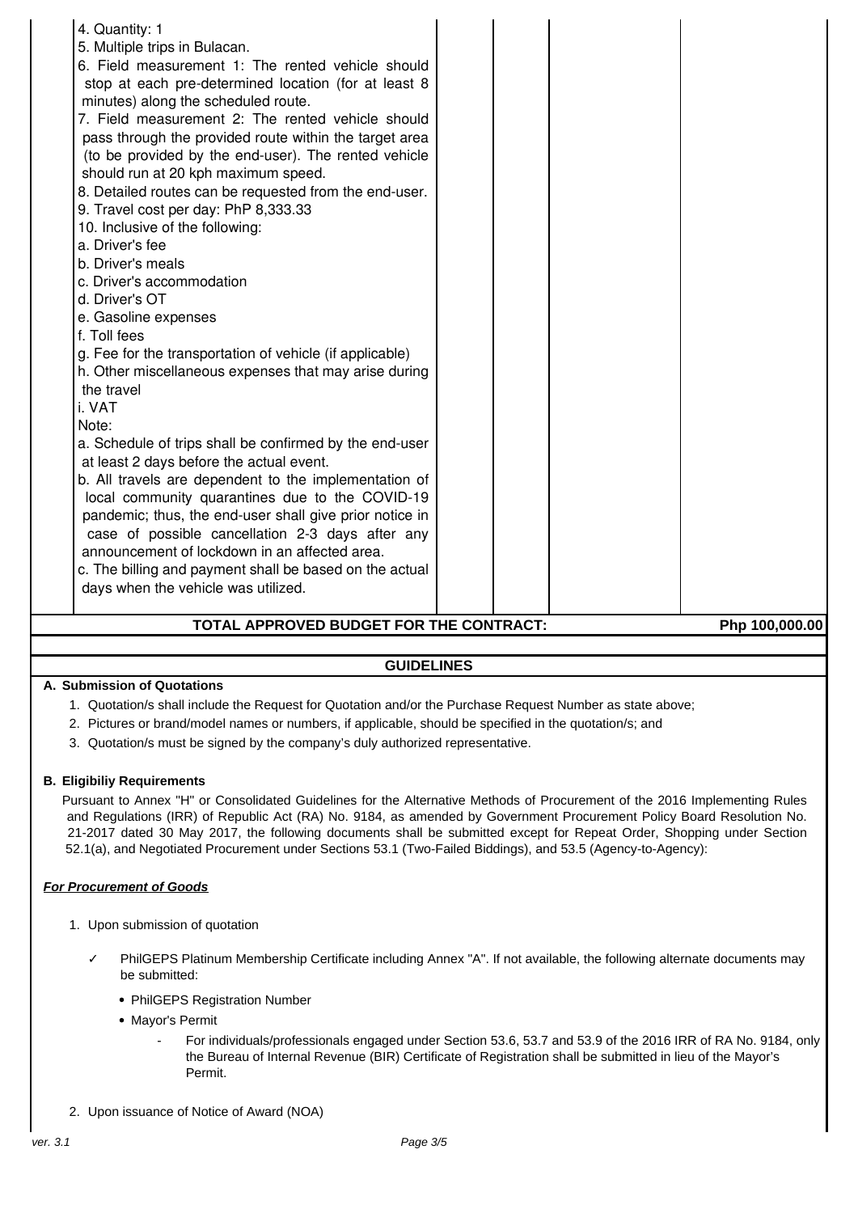| | | | | |
|---|---|---|---|---|
| 4. Quantity: 1<br>5. Multiple trips in Bulacan.<br>6. Field measurement 1: The rented vehicle should stop at each pre-determined location (for at least 8 minutes) along the scheduled route.<br>7. Field measurement 2: The rented vehicle should pass through the provided route within the target area (to be provided by the end-user). The rented vehicle should run at 20 kph maximum speed.<br>8. Detailed routes can be requested from the end-user.<br>9. Travel cost per day: PhP 8,333.33<br>10. Inclusive of the following:<br>a. Driver's fee<br>b. Driver's meals<br>c. Driver's accommodation<br>d. Driver's OT<br>e. Gasoline expenses<br>f. Toll fees<br>g. Fee for the transportation of vehicle (if applicable)<br>h. Other miscellaneous expenses that may arise during the travel<br>i. VAT<br>Note:<br>a. Schedule of trips shall be confirmed by the end-user at least 2 days before the actual event.<br>b. All travels are dependent to the implementation of local community quarantines due to the COVID-19 pandemic; thus, the end-user shall give prior notice in case of possible cancellation 2-3 days after any announcement of lockdown in an affected area.<br>c. The billing and payment shall be based on the actual days when the vehicle was utilized. | | | | |
| **TOTAL APPROVED BUDGET FOR THE CONTRACT:** | | | | **Php 100,000.00** |

## GUIDELINES

**A. Submission of Quotations**

1. Quotation/s shall include the Request for Quotation and/or the Purchase Request Number as state above;
2. Pictures or brand/model names or numbers, if applicable, should be specified in the quotation/s; and
3. Quotation/s must be signed by the company's duly authorized representative.

**B. Eligibiliy Requirements**

Pursuant to Annex "H" or Consolidated Guidelines for the Alternative Methods of Procurement of the 2016 Implementing Rules and Regulations (IRR) of Republic Act (RA) No. 9184, as amended by Government Procurement Policy Board Resolution No. 21-2017 dated 30 May 2017, the following documents shall be submitted except for Repeat Order, Shopping under Section 52.1(a), and Negotiated Procurement under Sections 53.1 (Two-Failed Biddings), and 53.5 (Agency-to-Agency):

***For Procurement of Goods***

1. Upon submission of quotation

   ✓ PhilGEPS Platinum Membership Certificate including Annex "A". If not available, the following alternate documents may be submitted:

   - PhilGEPS Registration Number
   - Mayor's Permit
     - For individuals/professionals engaged under Section 53.6, 53.7 and 53.9 of the 2016 IRR of RA No. 9184, only the Bureau of Internal Revenue (BIR) Certificate of Registration shall be submitted in lieu of the Mayor's Permit.

2. Upon issuance of Notice of Award (NOA)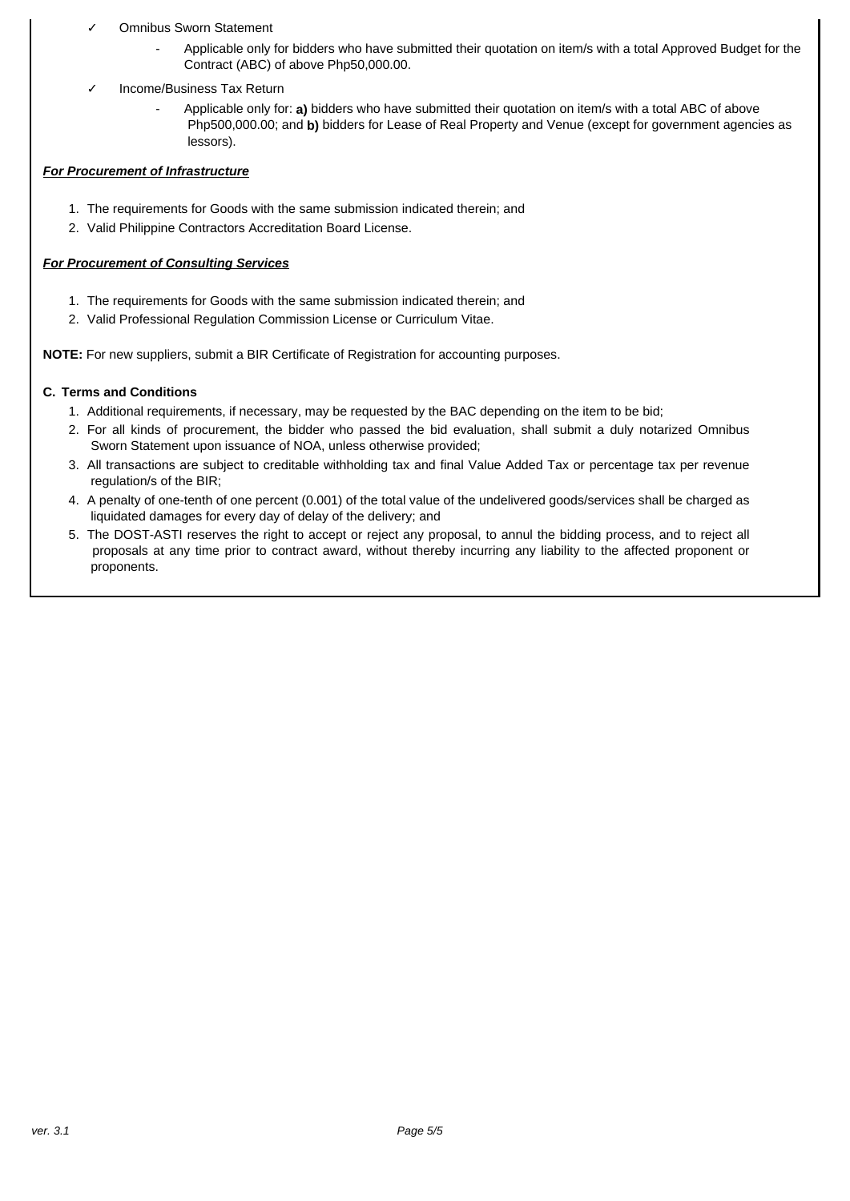- ✓ Omnibus Sworn Statement
  - Applicable only for bidders who have submitted their quotation on item/s with a total Approved Budget for the Contract (ABC) of above Php50,000.00.
- ✓ Income/Business Tax Return
  - Applicable only for: **a)** bidders who have submitted their quotation on item/s with a total ABC of above Php500,000.00; and **b)** bidders for Lease of Real Property and Venue (except for government agencies as lessors).

***For Procurement of Infrastructure***

1. The requirements for Goods with the same submission indicated therein; and
2. Valid Philippine Contractors Accreditation Board License.

***For Procurement of Consulting Services***

1. The requirements for Goods with the same submission indicated therein; and
2. Valid Professional Regulation Commission License or Curriculum Vitae.

**NOTE:** For new suppliers, submit a BIR Certificate of Registration for accounting purposes.

**C. Terms and Conditions**

1. Additional requirements, if necessary, may be requested by the BAC depending on the item to be bid;
2. For all kinds of procurement, the bidder who passed the bid evaluation, shall submit a duly notarized Omnibus Sworn Statement upon issuance of NOA, unless otherwise provided;
3. All transactions are subject to creditable withholding tax and final Value Added Tax or percentage tax per revenue regulation/s of the BIR;
4. A penalty of one-tenth of one percent (0.001) of the total value of the undelivered goods/services shall be charged as liquidated damages for every day of delay of the delivery; and
5. The DOST-ASTI reserves the right to accept or reject any proposal, to annul the bidding process, and to reject all proposals at any time prior to contract award, without thereby incurring any liability to the affected proponent or proponents.